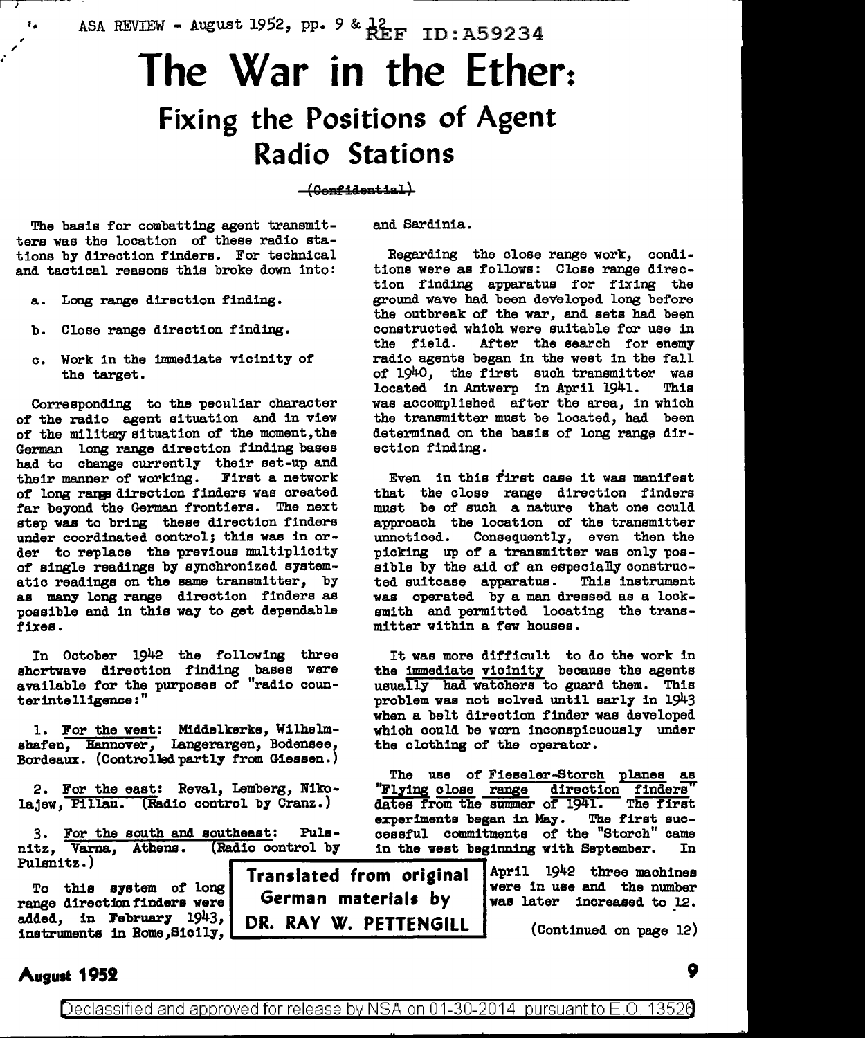ASA REVIEW - August 1952, pp. 9 & 12 REF ID:A59234

# The War in the Ether: Fixing the Positions of Agent Radio Stations

~~(Confidential)~~

The basis for combatting agent transmitters was the location of these radio stations by direction finders. For technical and tactical reasons this broke down into:

a. Long range direction finding.

b. Close range direction finding.

c. Work in the immediate vicinity of the target.

Corresponding to the peculiar character of the radio agent situation and in view of the military situation of the moment, the German long range direction finding bases had to change currently their set-up and their manner of working. First a network of long range direction finders was created far beyond the German frontiers. The next step was to bring these direction finders under coordinated control; this was in order to replace the previous multiplicity of single readings by synchronized systematic readings on the same transmitter, by as many long range direction finders as possible and in this way to get dependable fixes.

In October 1942 the following three shortwave direction finding bases were available for the purposes of "radio counterintelligence:"

1. For the west: Middelkerke, Wilhelmshafen, Hannover, Langerargen, Bodensee, Bordeaux. (Controlled partly from Giessen.)

2. For the east: Reval, Lemberg, Nikolajew, Pillau. (Radio control by Cranz.)

3. For the south and southeast: Pulsnitz, Varna, Athens. (Radio control by Pulsnitz.)

To this system of long range direction finders were added, in February 1943, instruments in Rome, Sicily, and Sardinia.

Regarding the close range work, conditions were as follows: Close range direction finding apparatus for fixing the ground wave had been developed long before the outbreak of the war, and sets had been constructed which were suitable for use in the field. After the search for enemy radio agents began in the west in the fall of 1940, the first such transmitter was located in Antwerp in April 1941. This was accomplished after the area, in which the transmitter must be located, had been determined on the basis of long range direction finding.

Even in this first case it was manifest that the close range direction finders must be of such a nature that one could approach the location of the transmitter unnoticed. Consequently, even then the picking up of a transmitter was only possible by the aid of an especially constructed suitcase apparatus. This instrument was operated by a man dressed as a locksmith and permitted locating the transmitter within a few houses.

It was more difficult to do the work in the immediate vicinity because the agents usually had watchers to guard them. This problem was not solved until early in 1943 when a belt direction finder was developed which could be worn inconspicuously under the clothing of the operator.

The use of Fieseler-Storch planes as "Flying close range direction finders" dates from the summer of 1941. The first experiments began in May. The first successful commitments of the "Storch" came in the west beginning with September. In April 1942 three machines were in use and the number was later increased to 12.

**Translated from original German materials by DR. RAY W. PETTENGILL**

(Continued on page 12)

Declassified and approved for release by NSA on 01-30-2014 pursuant to E.O. 13526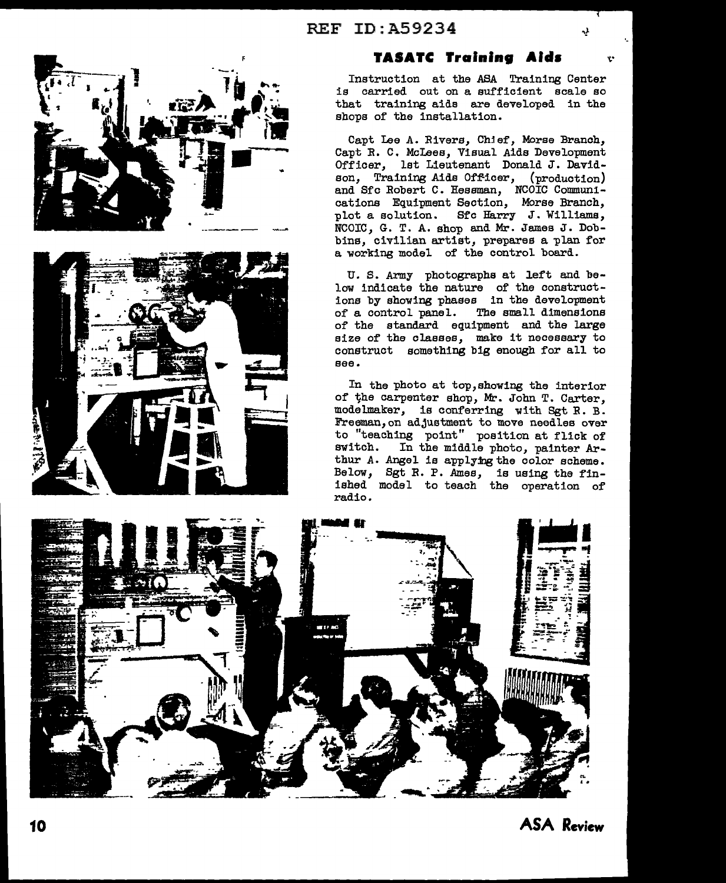## TASATC Training Aids

Instruction at the ASA Training Center is carried out on a sufficient scale so that training aids are developed in the shops of the installation.

Capt Lee A. Rivers, Chief, Morse Branch, Capt R. C. McLees, Visual Aids Development Officer, 1st Lieutenant Donald J. Davidson, Training Aids Officer, (production) and Sfc Robert C. Hessman, NCOIC Communications Equipment Section, Morse Branch, plot a solution. Sfc Harry J. Williams, NCOIC, G. T. A. shop and Mr. James J. Dobbins, civilian artist, prepares a plan for a working model of the control board.

U. S. Army photographs at left and below indicate the nature of the constructions by showing phases in the development of a control panel. The small dimensions of the standard equipment and the large size of the classes, make it necessary to construct something big enough for all to see.

In the photo at top, showing the interior of the carpenter shop, Mr. John T. Carter, modelmaker, is conferring with Sgt R. B. Freeman, on adjustment to move needles over to "teaching point" position at flick of switch. In the middle photo, painter Arthur A. Angel is applying the color scheme. Below, Sgt R. P. Ames, is using the finished model to teach the operation of radio.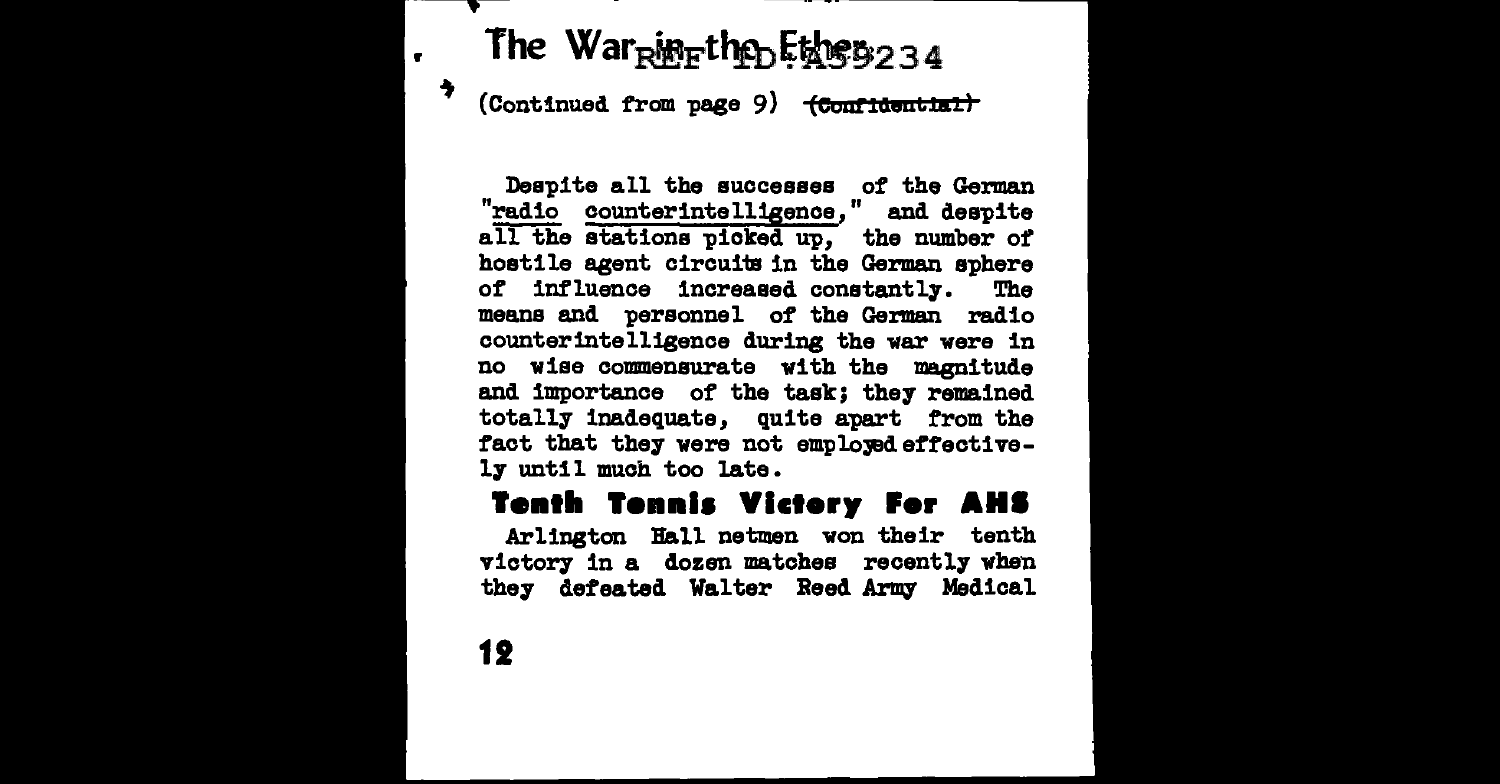# The War in the Ether

(Continued from page 9) ~~(Confidential)~~

Despite all the successes of the German "radio counterintelligence," and despite all the stations picked up, the number of hostile agent circuits in the German sphere of influence increased constantly. The means and personnel of the German radio counterintelligence during the war were in no wise commensurate with the magnitude and importance of the task; they remained totally inadequate, quite apart from the fact that they were not employed effectively until much too late.

## Tenth Tennis Victory For AHS

Arlington Hall netmen won their tenth victory in a dozen matches recently when they defeated Walter Reed Army Medical